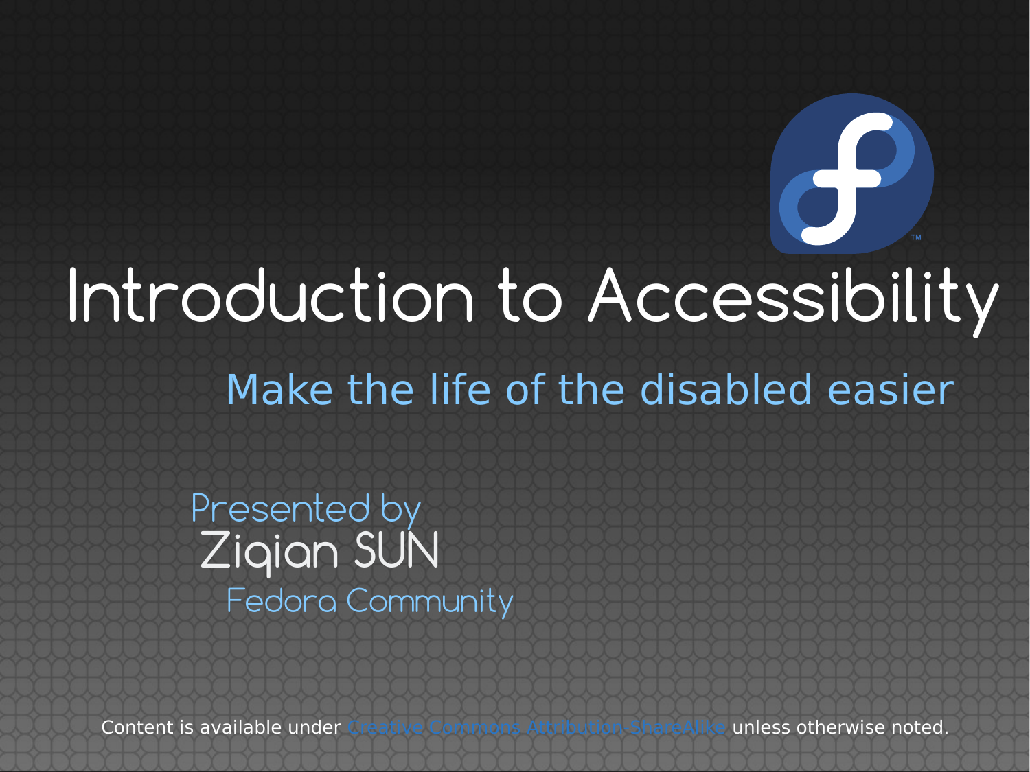# Introduction to Accessibility

## Make the life of the disabled easier

Presented by
Ziqian SUN
Fedora Community

Content is available under Creative Commons Attribution-ShareAlike unless otherwise noted.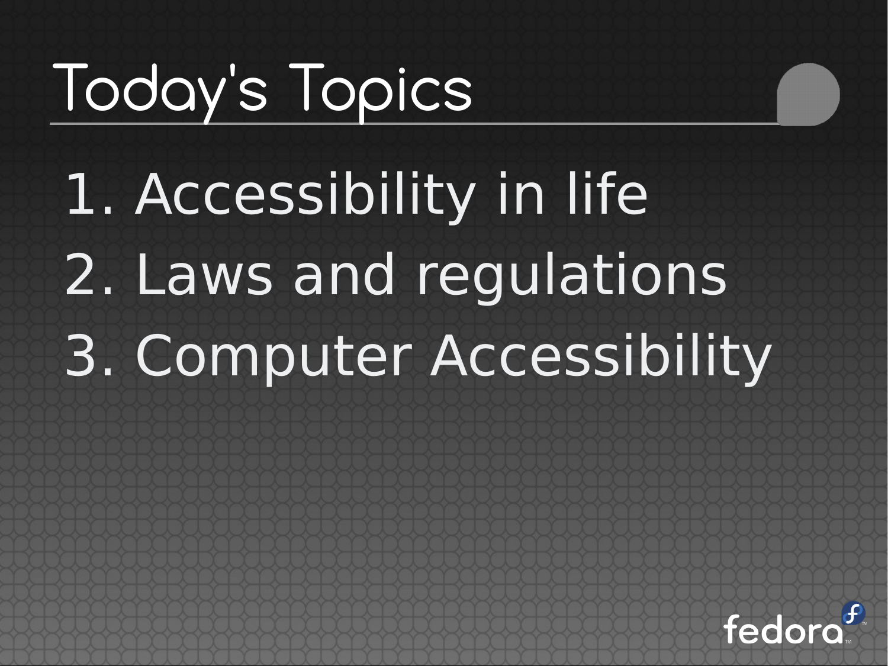# Today's Topics

1. Accessibility in life
2. Laws and regulations
3. Computer Accessibility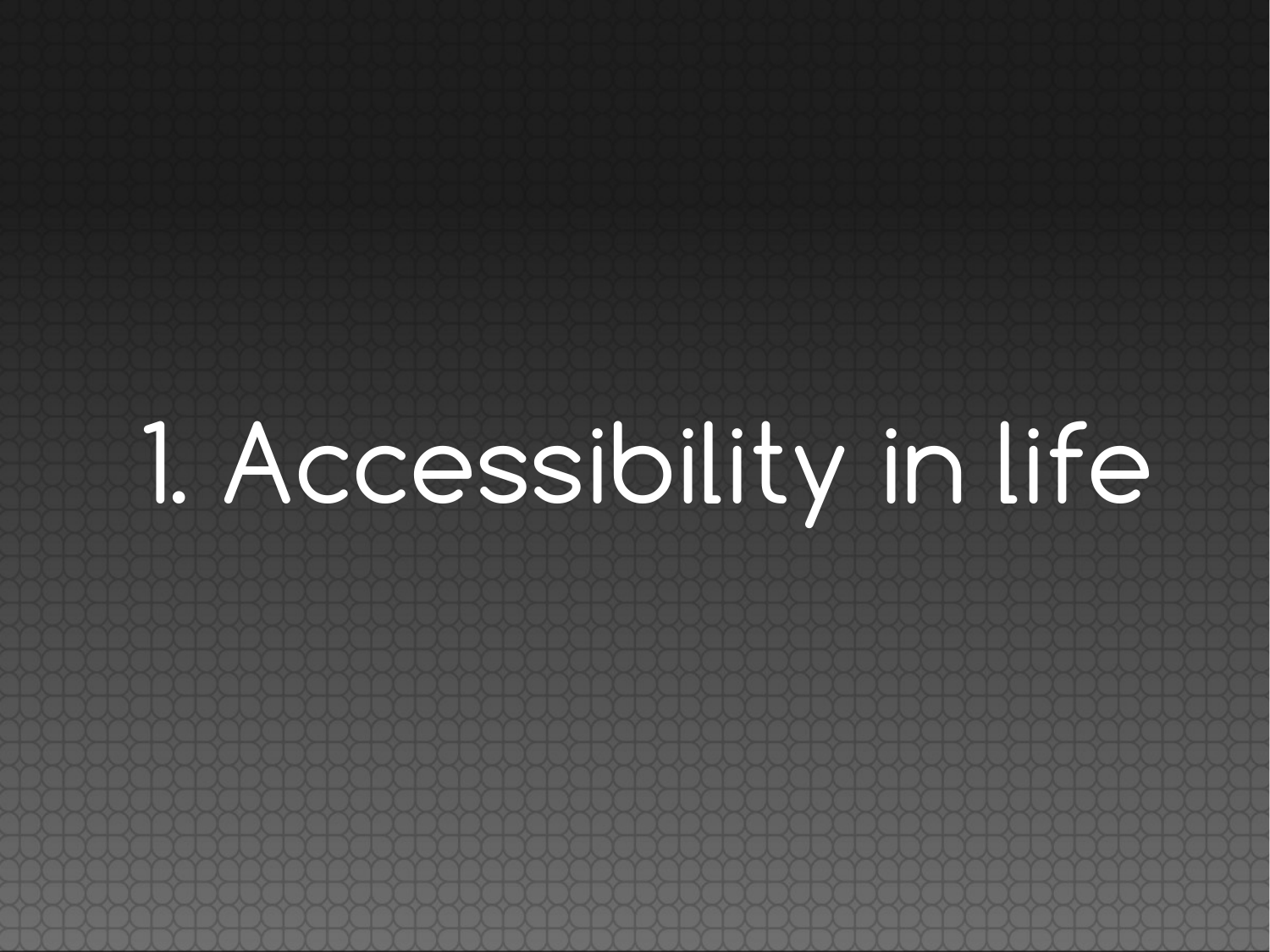# 1. Accessibility in life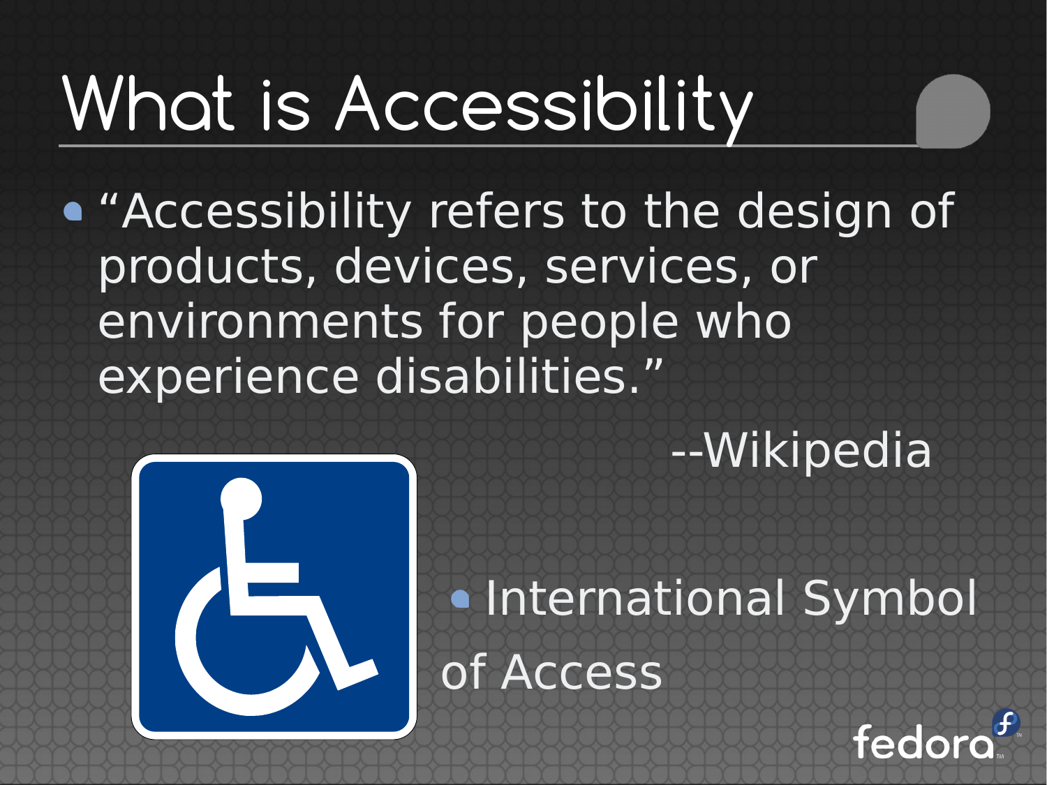# What is Accessibility

- "Accessibility refers to the design of products, devices, services, or environments for people who experience disabilities."

--Wikipedia

- International Symbol of Access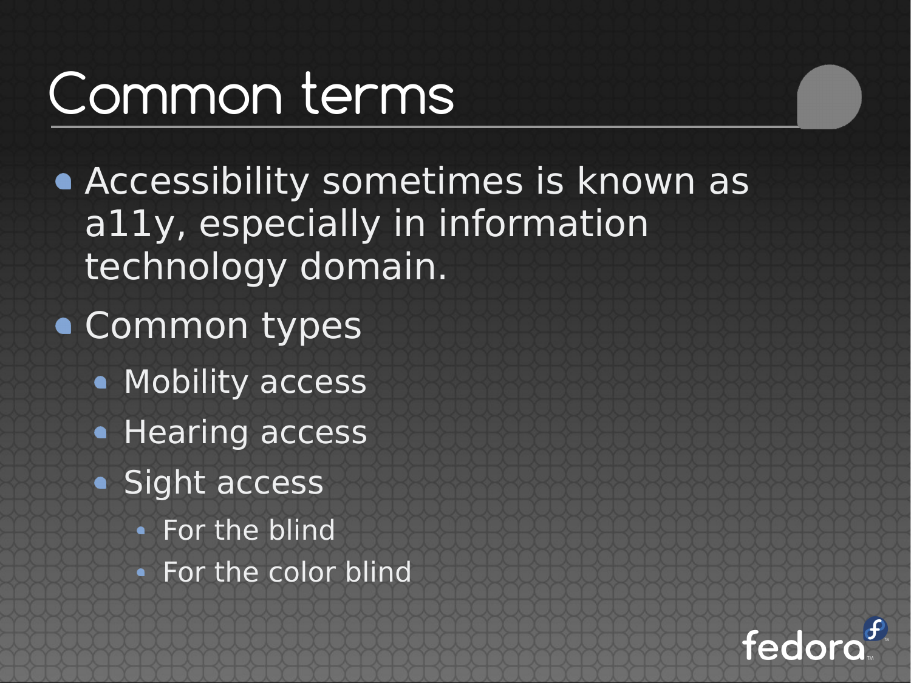# Common terms

- Accessibility sometimes is known as a11y, especially in information technology domain.
- Common types
  - Mobility access
  - Hearing access
  - Sight access
    - For the blind
    - For the color blind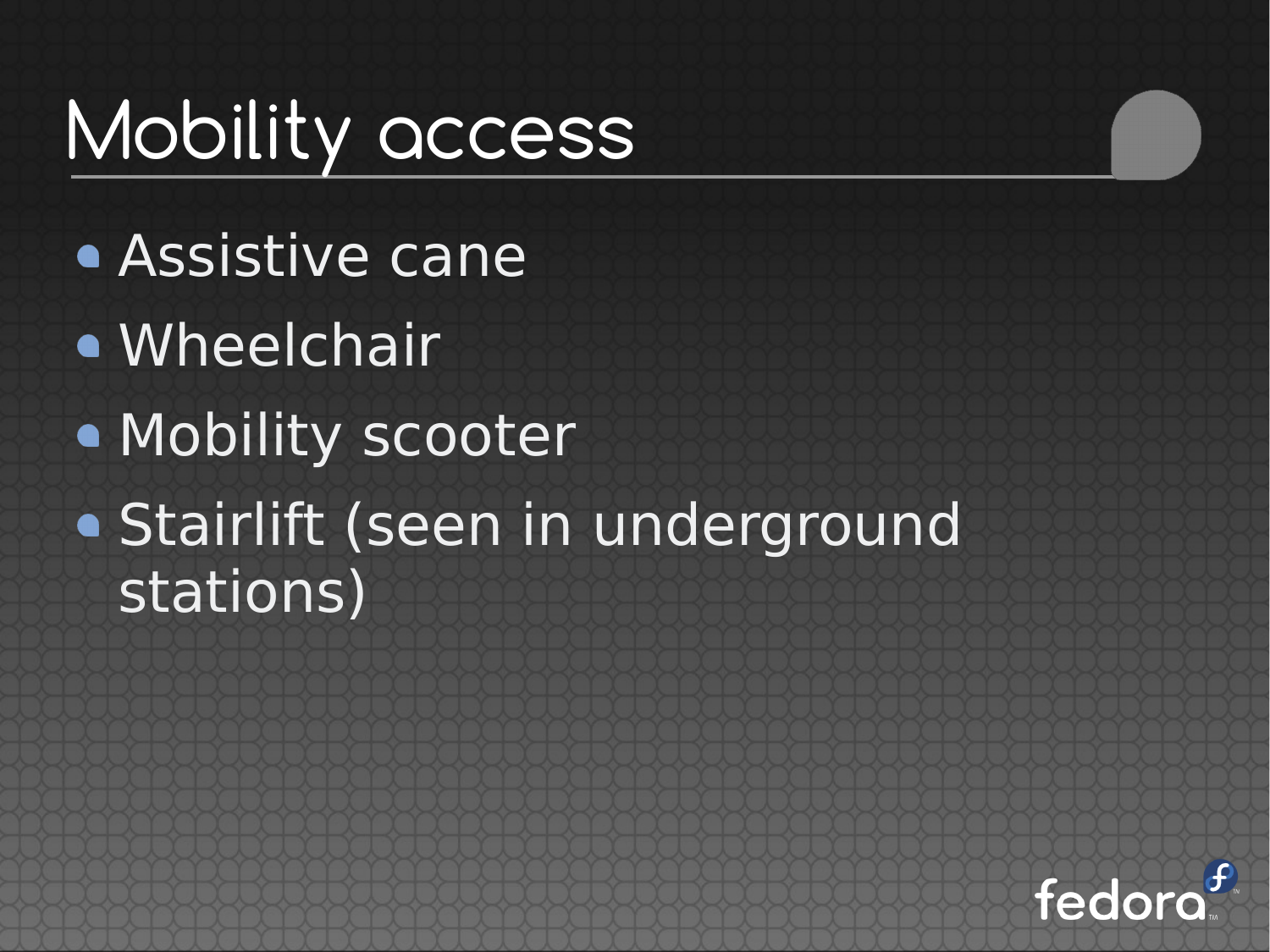# Mobility access

- Assistive cane
- Wheelchair
- Mobility scooter
- Stairlift (seen in underground stations)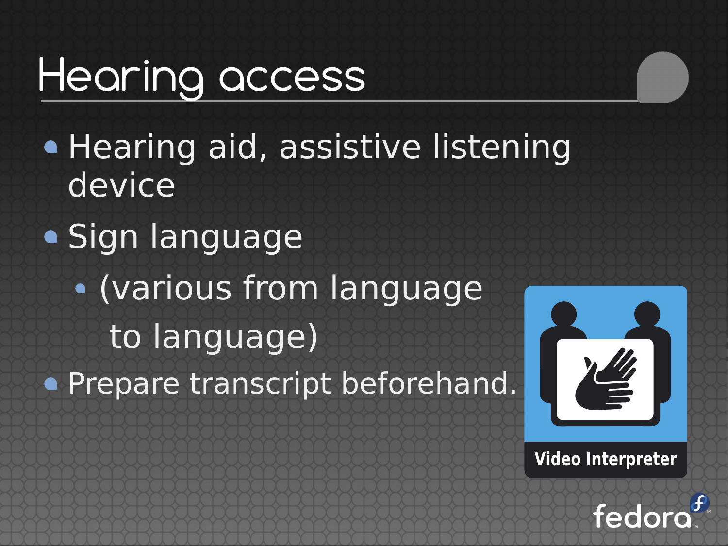# Hearing access

- Hearing aid, assistive listening device
- Sign language
  - (various from language to language)
- Prepare transcript beforehand.

Video Interpreter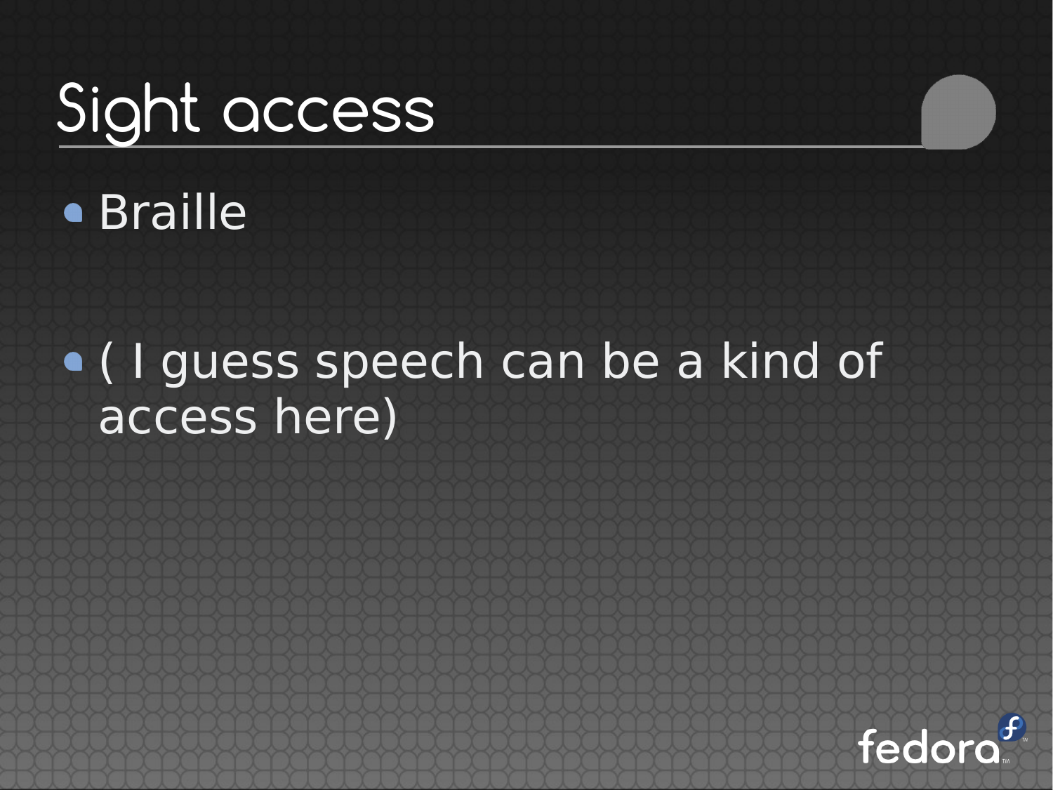# Sight access

- Braille
- ( I guess speech can be a kind of access here)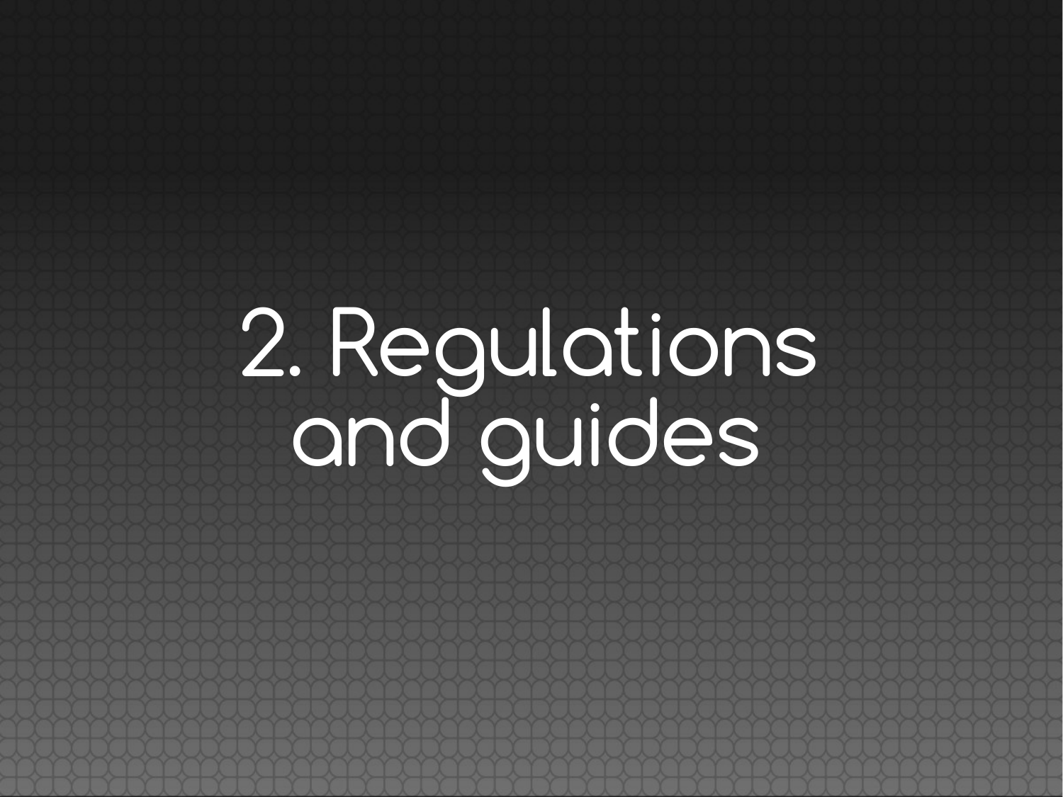# 2. Regulations and guides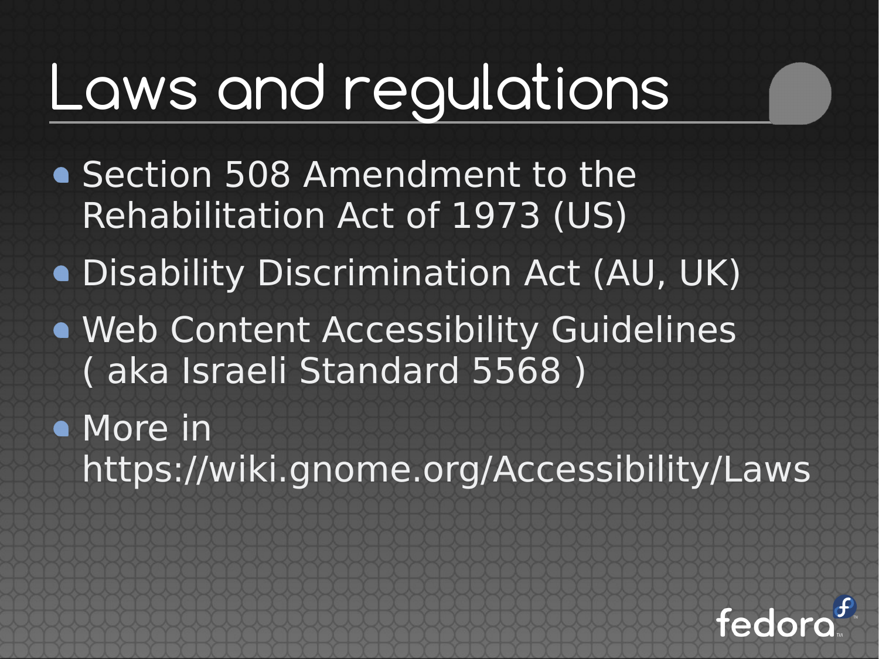# Laws and regulations

- Section 508 Amendment to the Rehabilitation Act of 1973 (US)
- Disability Discrimination Act (AU, UK)
- Web Content Accessibility Guidelines ( aka Israeli Standard 5568 )
- More in https://wiki.gnome.org/Accessibility/Laws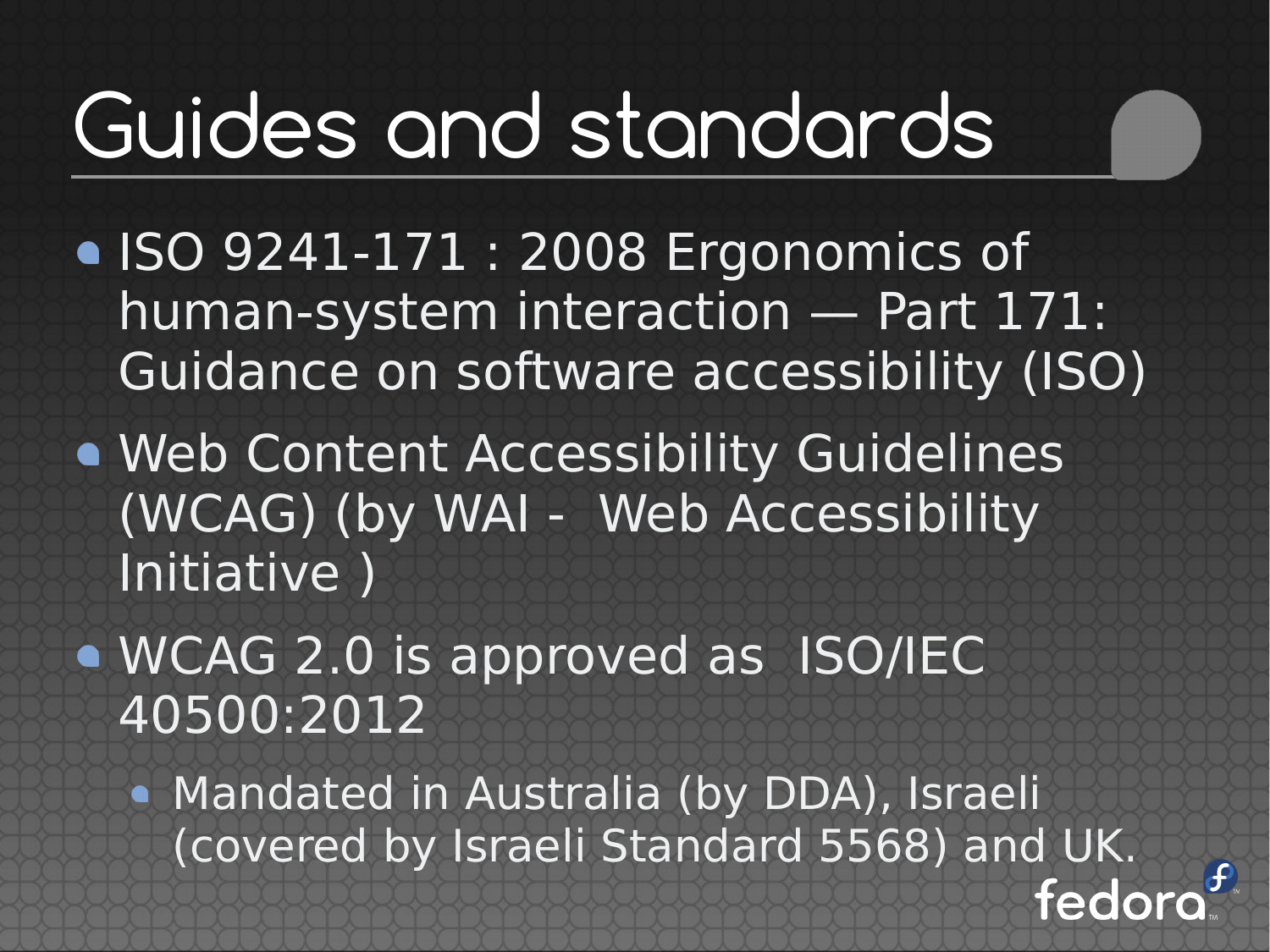# Guides and standards

- ISO 9241-171 : 2008 Ergonomics of human-system interaction — Part 171: Guidance on software accessibility (ISO)
- Web Content Accessibility Guidelines (WCAG) (by WAI - Web Accessibility Initiative )
- WCAG 2.0 is approved as ISO/IEC 40500:2012
  - Mandated in Australia (by DDA), Israeli (covered by Israeli Standard 5568) and UK.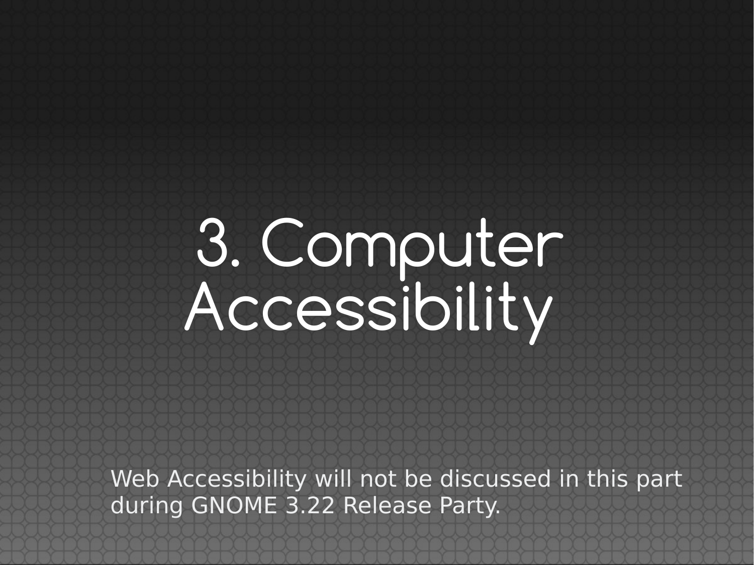# 3. Computer Accessibility

Web Accessibility will not be discussed in this part during GNOME 3.22 Release Party.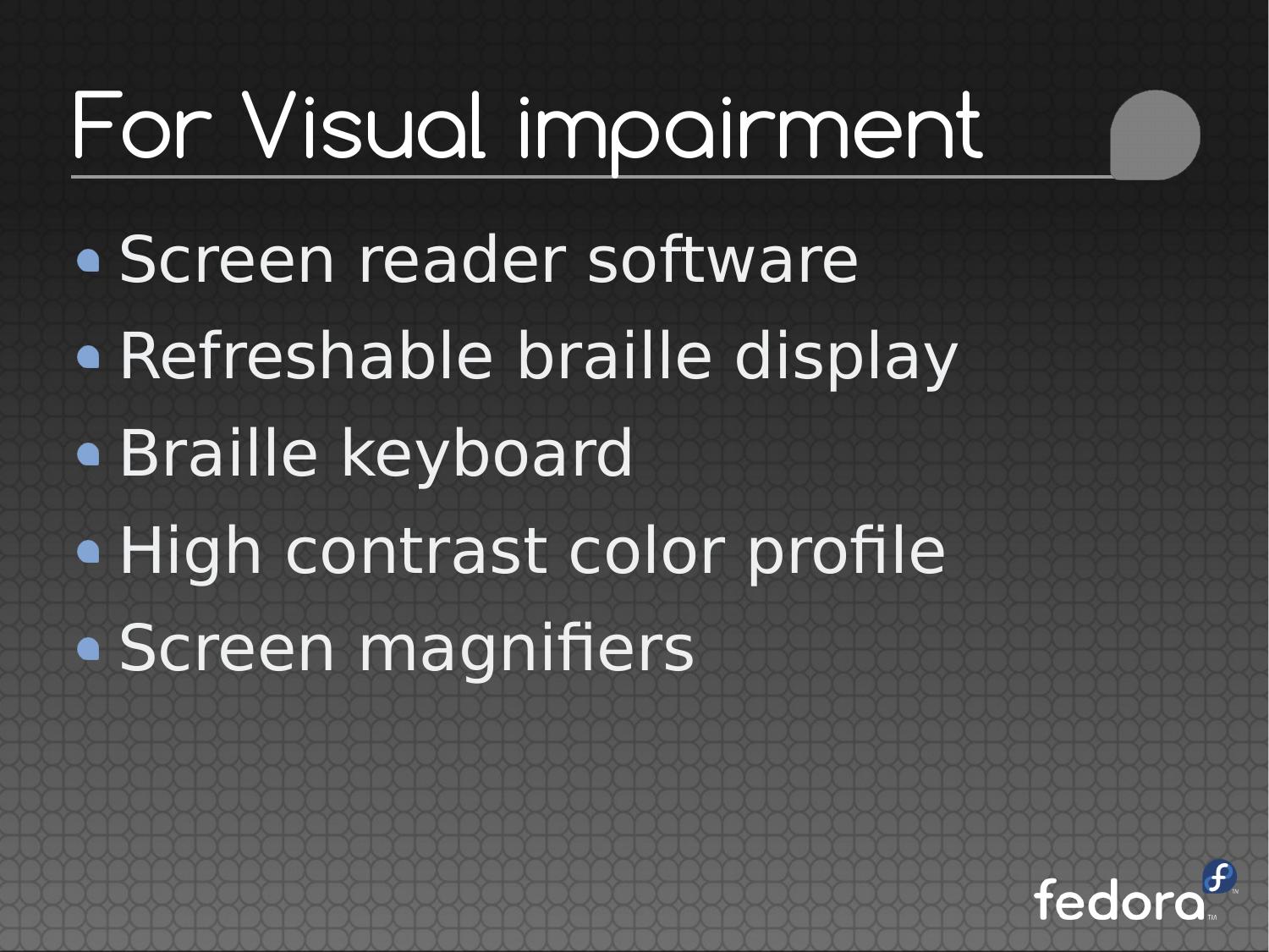# For Visual impairment

- Screen reader software
- Refreshable braille display
- Braille keyboard
- High contrast color profile
- Screen magnifiers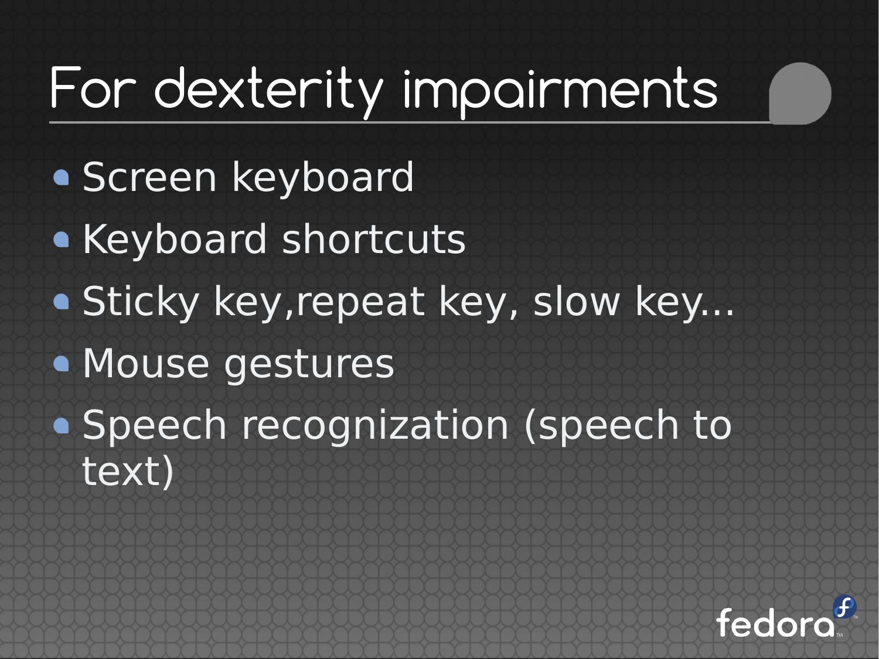# For dexterity impairments

- Screen keyboard
- Keyboard shortcuts
- Sticky key,repeat key, slow key...
- Mouse gestures
- Speech recognization (speech to text)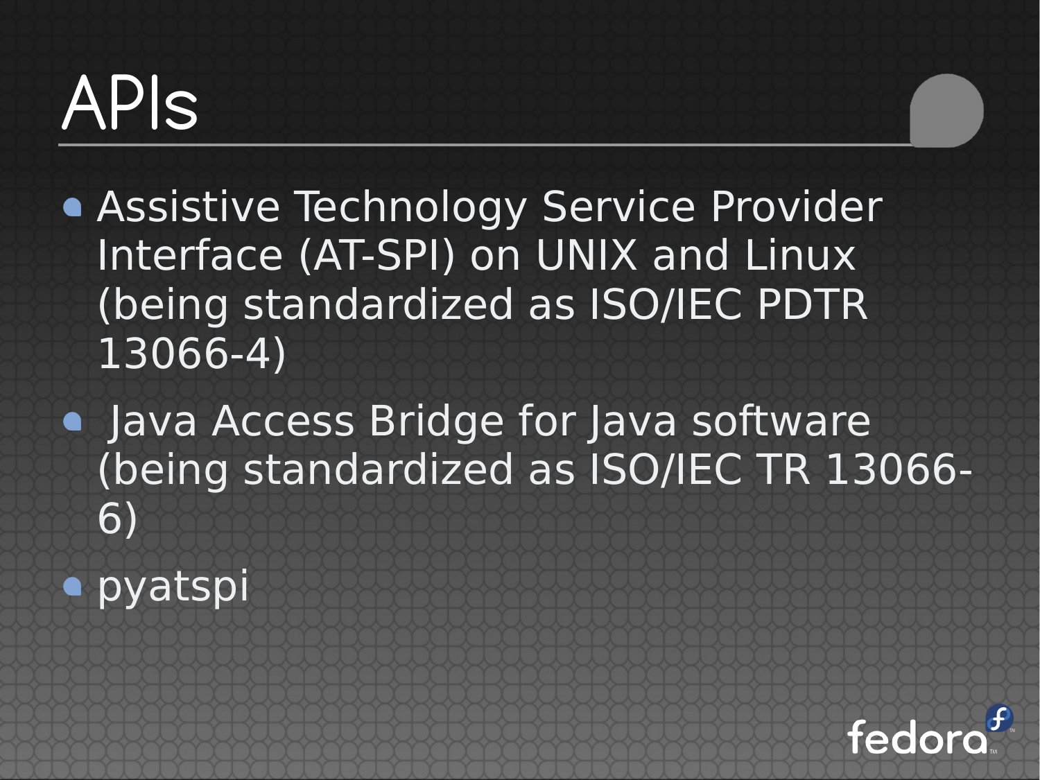# APIs

- Assistive Technology Service Provider Interface (AT-SPI) on UNIX and Linux (being standardized as ISO/IEC PDTR 13066-4)
- Java Access Bridge for Java software (being standardized as ISO/IEC TR 13066-6)
- pyatspi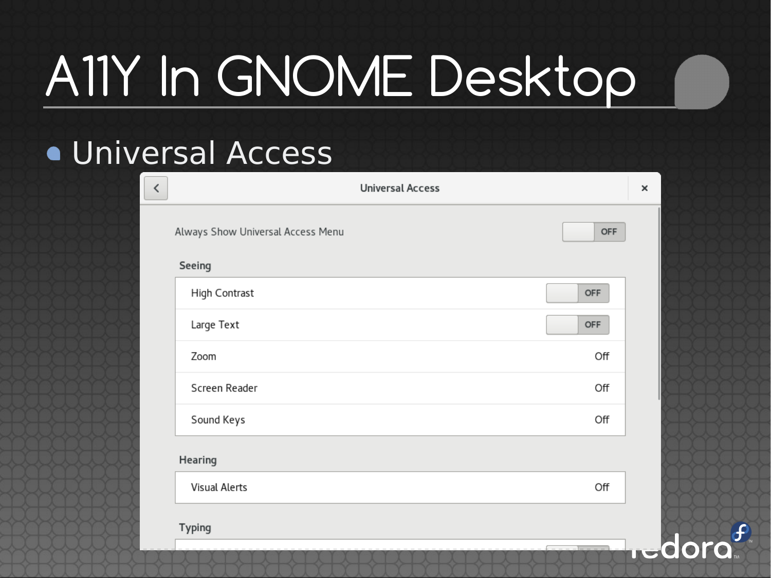# A11Y In GNOME Desktop

- Universal Access

Universal Access

Always Show Universal Access Menu — OFF

**Seeing**

| | |
|---|---|
| High Contrast | OFF |
| Large Text | OFF |
| Zoom | Off |
| Screen Reader | Off |
| Sound Keys | Off |

**Hearing**

| | |
|---|---|
| Visual Alerts | Off |

**Typing**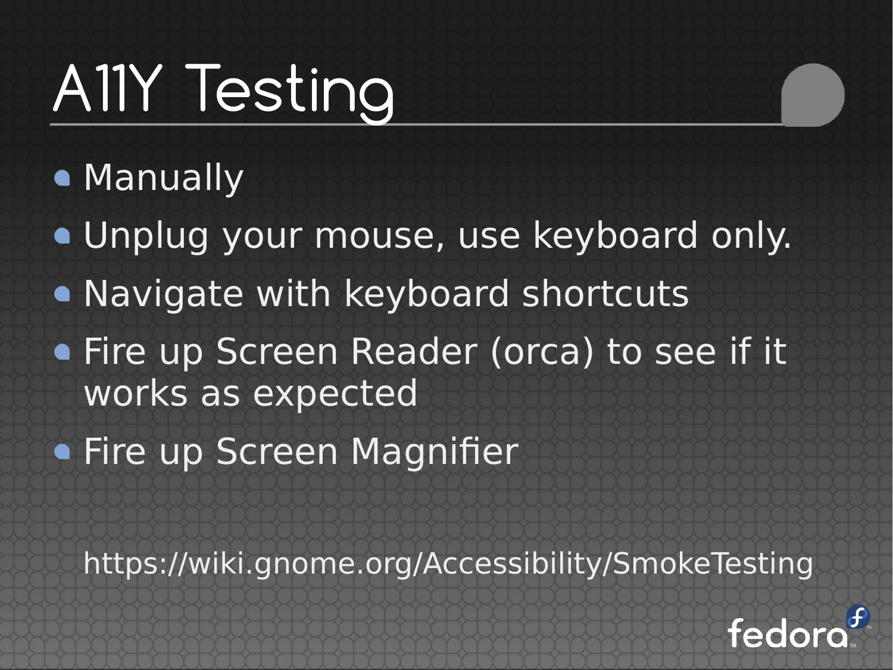# A11Y Testing

- Manually
- Unplug your mouse, use keyboard only.
- Navigate with keyboard shortcuts
- Fire up Screen Reader (orca) to see if it works as expected
- Fire up Screen Magnifier

https://wiki.gnome.org/Accessibility/SmokeTesting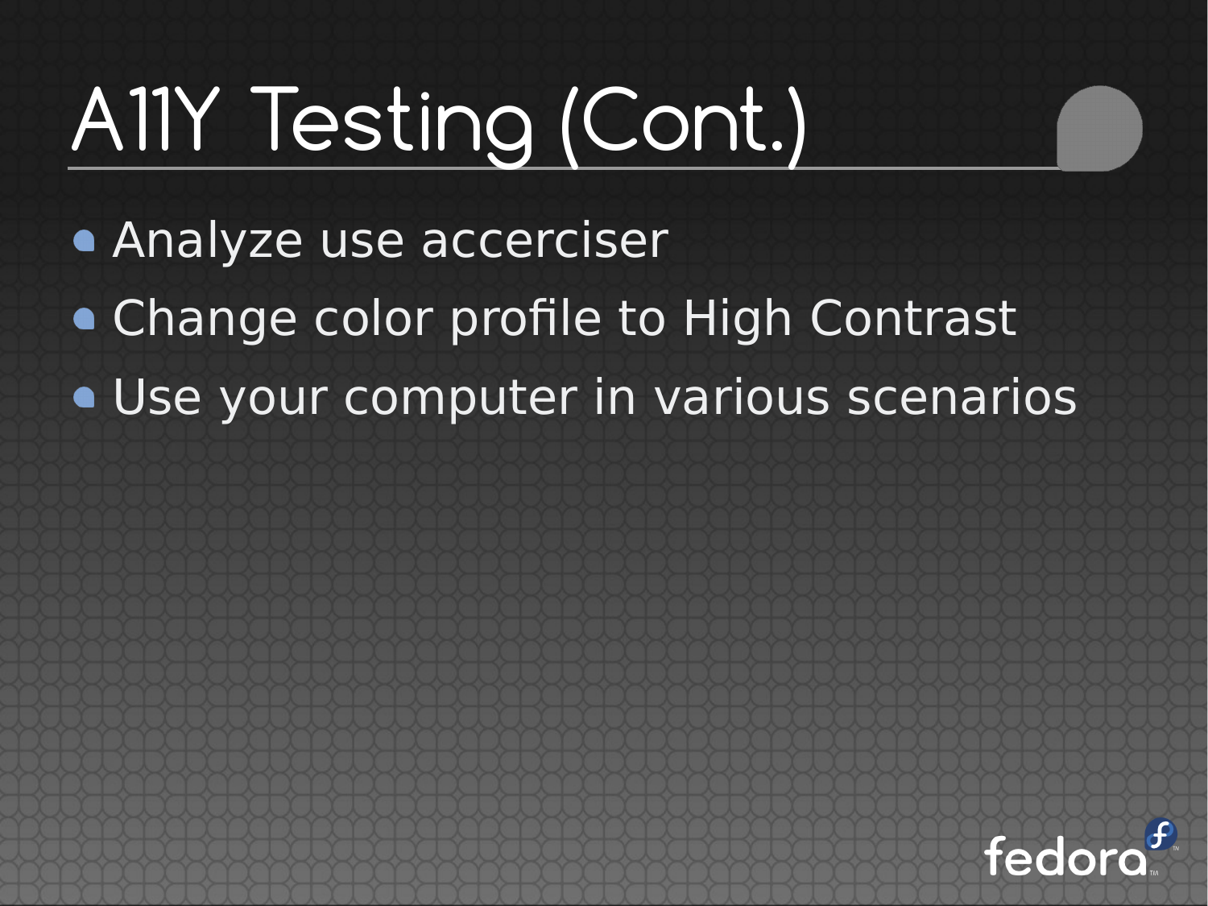# A11Y Testing (Cont.)

- Analyze use accerciser
- Change color profile to High Contrast
- Use your computer in various scenarios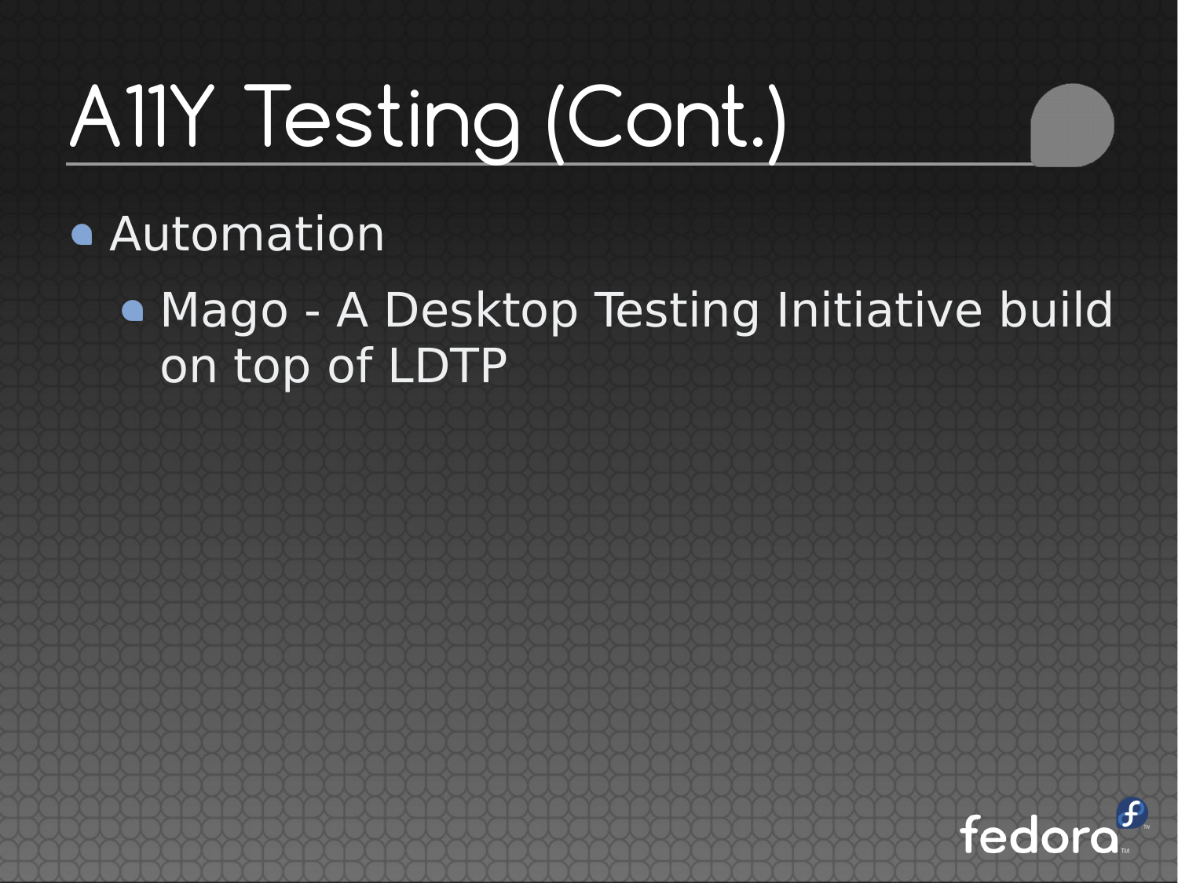# A11Y Testing (Cont.)

- Automation
  - Mago - A Desktop Testing Initiative build on top of LDTP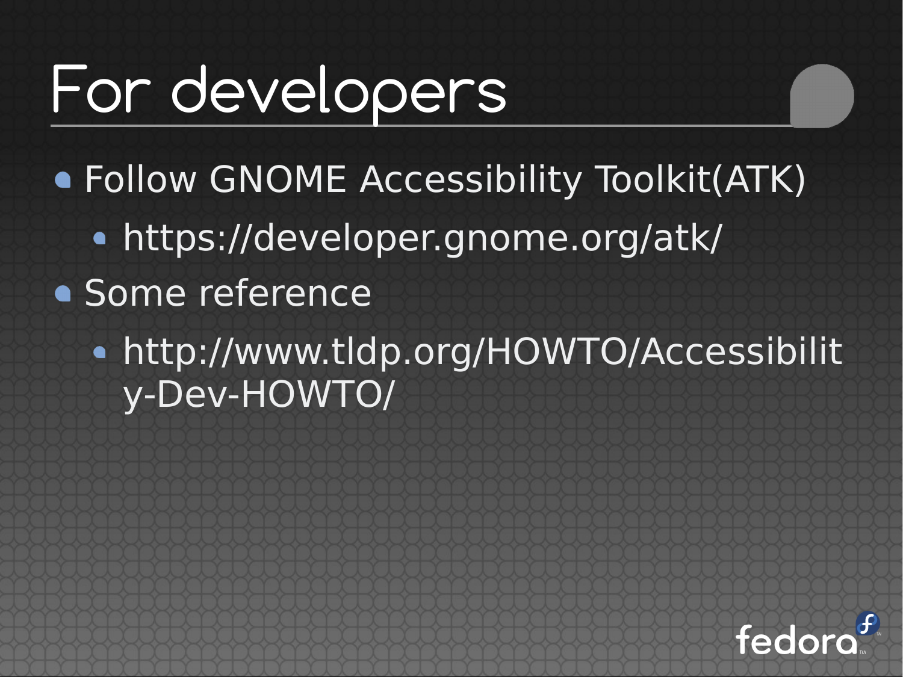# For developers

- Follow GNOME Accessibility Toolkit(ATK)
  - https://developer.gnome.org/atk/
- Some reference
  - http://www.tldp.org/HOWTO/Accessibility-Dev-HOWTO/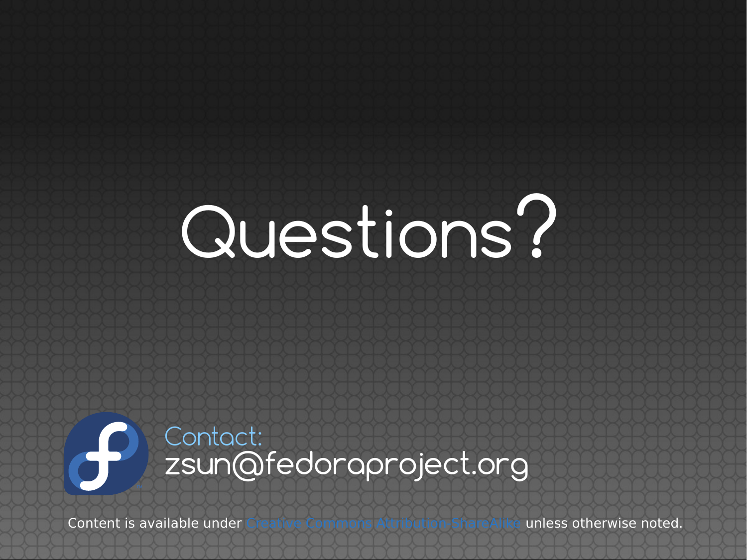# Questions?

Contact:
zsun@fedoraproject.org

Content is available under Creative Commons Attribution-ShareAlike unless otherwise noted.